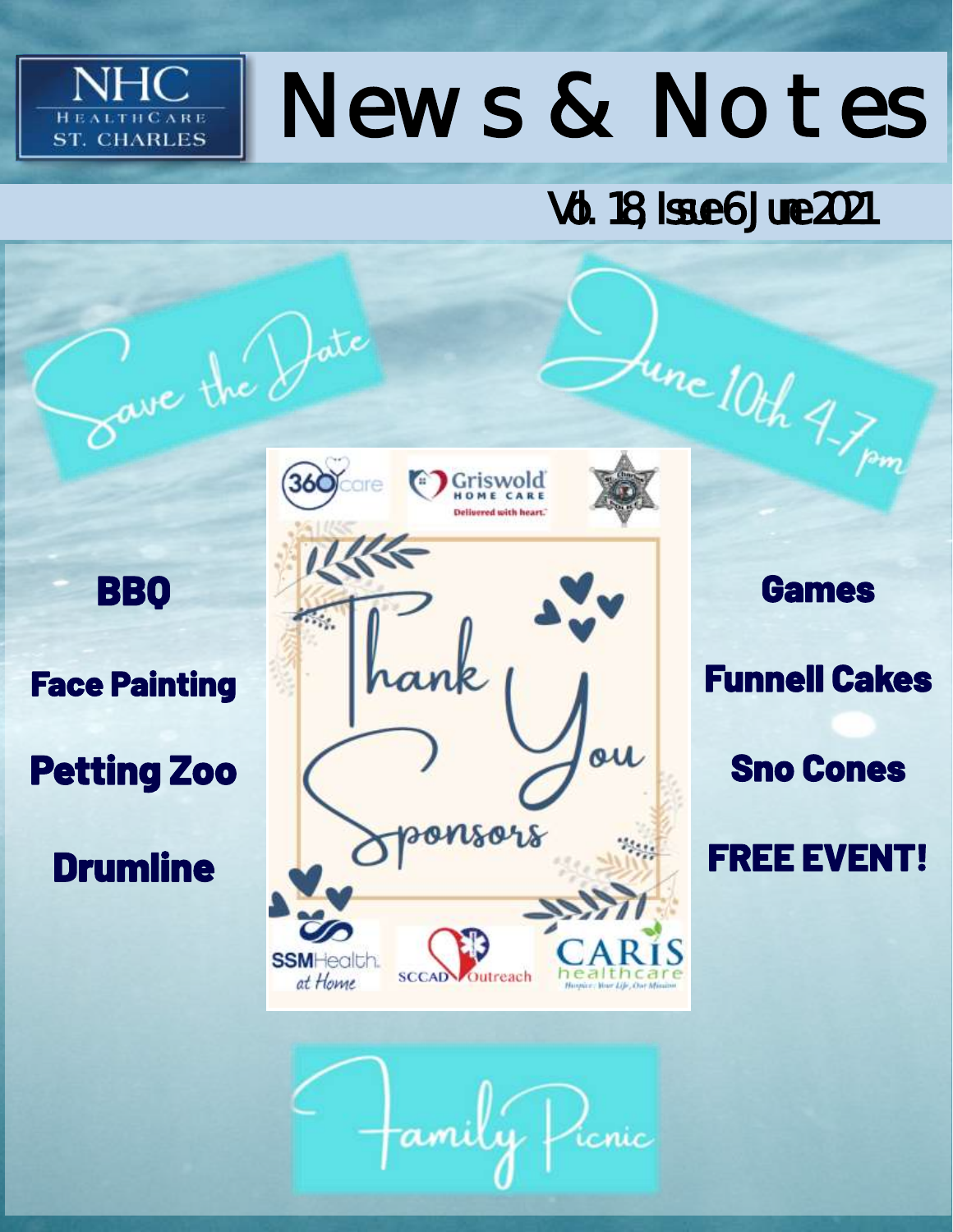NHC HealthCare St. Charles

# News & Notes

Vol. 18, Issue 6 June 2021

## Save the Date

## June 10th 4-7pm

**BBQ**

**Face Painting**

**Petting Zoo**

**Drumline**

Thank You Sponsors

360 care

Griswold Home Care — Delivered with heart.

SSMHealth at Home

SCCAD Outreach

CARIS healthcare — Hospice: Your Life, Our Mission

**Games**

**Funnell Cakes**

**Sno Cones**

**FREE EVENT!**

## Family Picnic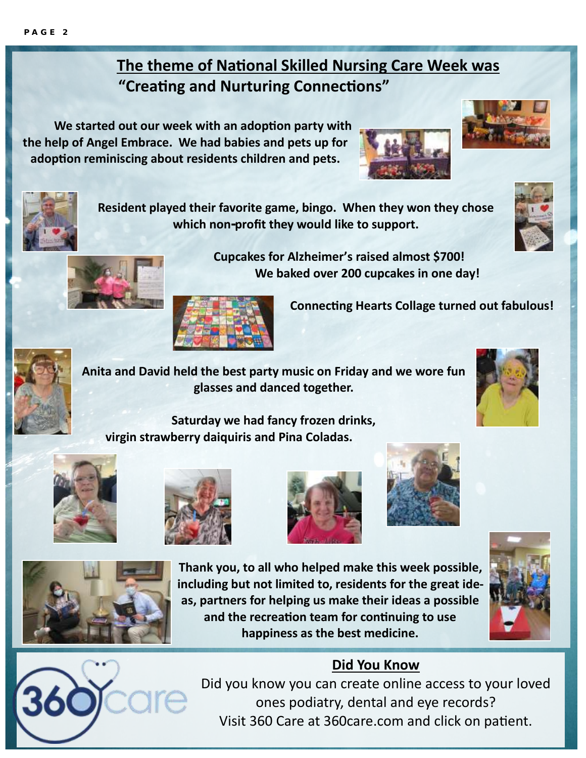## The theme of National Skilled Nursing Care Week was "Creating and Nurturing Connections"

**We started out our week with an adoption party with the help of Angel Embrace. We had babies and pets up for adoption reminiscing about residents children and pets.**

**Resident played their favorite game, bingo. When they won they chose which non-profit they would like to support.**

**Cupcakes for Alzheimer's raised almost $700! We baked over 200 cupcakes in one day!**

**Connecting Hearts Collage turned out fabulous!**

**Anita and David held the best party music on Friday and we wore fun glasses and danced together.**

**Saturday we had fancy frozen drinks, virgin strawberry daiquiris and Pina Coladas.**

**Thank you, to all who helped make this week possible, including but not limited to, residents for the great ideas, partners for helping us make their ideas a possible and the recreation team for continuing to use happiness as the best medicine.**

## Did You Know

Did you know you can create online access to your loved ones podiatry, dental and eye records?
Visit 360 Care at 360care.com and click on patient.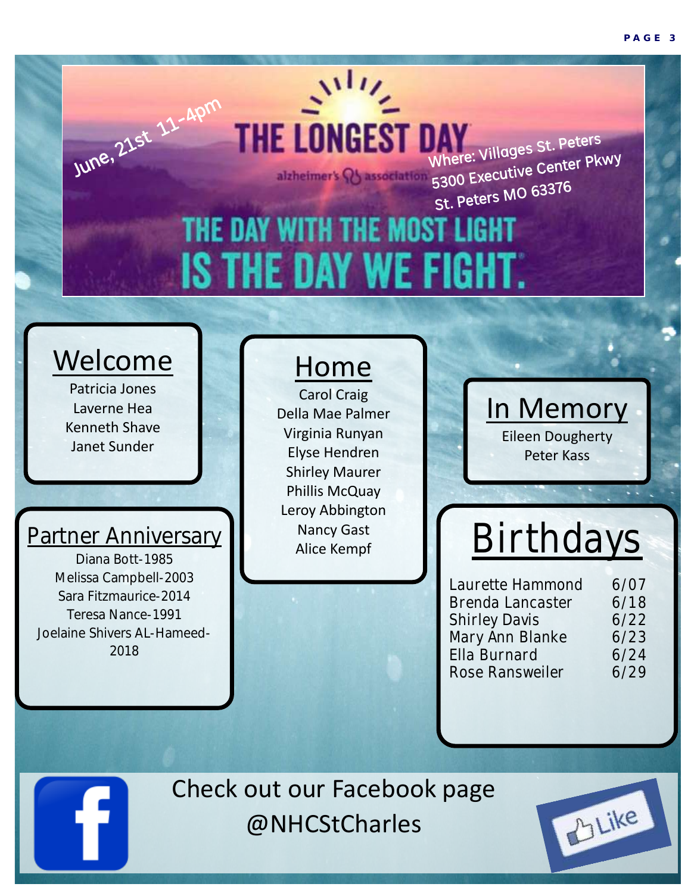June, 21st 11-4pm

# THE LONGEST DAY

alzheimer's association

Where: Villages St. Peters
5300 Executive Center Pkwy
St. Peters MO 63376

THE DAY WITH THE MOST LIGHT IS THE DAY WE FIGHT.

## Welcome

Patricia Jones
Laverne Hea
Kenneth Shave
Janet Sunder

## Partner Anniversary

Diana Bott-1985
Melissa Campbell-2003
Sara Fitzmaurice-2014
Teresa Nance-1991
Joelaine Shivers AL-Hameed-2018

## Home

Carol Craig
Della Mae Palmer
Virginia Runyan
Elyse Hendren
Shirley Maurer
Phillis McQuay
Leroy Abbington
Nancy Gast
Alice Kempf

## In Memory

Eileen Dougherty
Peter Kass

## Birthdays

| Name | Date |
|---|---|
| Laurette Hammond | 6/07 |
| Brenda Lancaster | 6/18 |
| Shirley Davis | 6/22 |
| Mary Ann Blanke | 6/23 |
| Ella Burnard | 6/24 |
| Rose Ransweiler | 6/29 |

Check out our Facebook page
@NHCStCharles

Like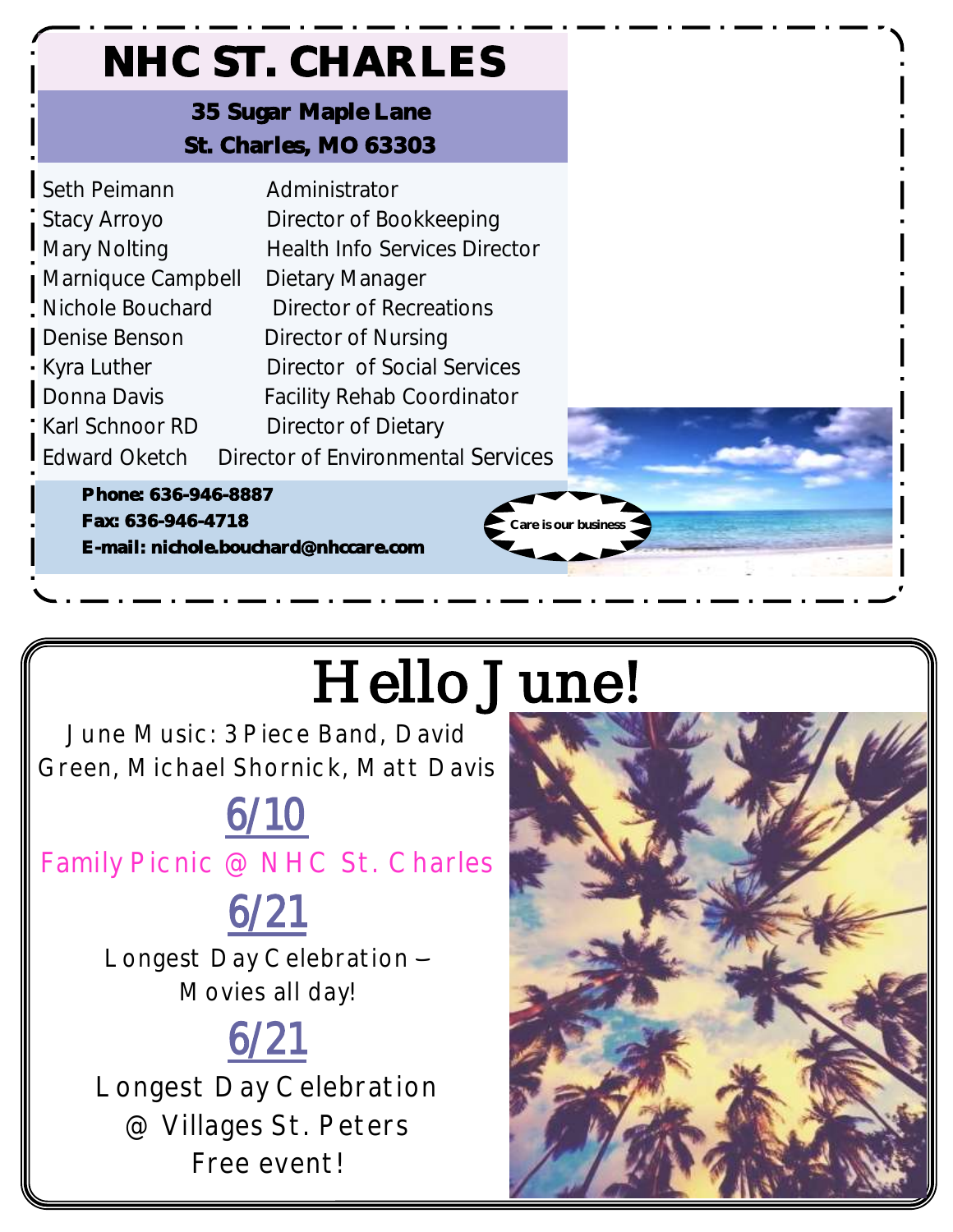# NHC ST. CHARLES

**35 Sugar Maple Lane**
**St. Charles, MO 63303**

| | |
|---|---|
| Seth Peimann | Administrator |
| Stacy Arroyo | Director of Bookkeeping |
| Mary Nolting | Health Info Services Director |
| Marniquce Campbell | Dietary Manager |
| Nichole Bouchard | Director of Recreations |
| Denise Benson | Director of Nursing |
| Kyra Luther | Director of Social Services |
| Donna Davis | Facility Rehab Coordinator |
| Karl Schnoor RD | Director of Dietary |
| Edward Oketch | Director of Environmental Services |

**Phone: 636-946-8887**
**Fax: 636-946-4718**
**E-mail: nichole.bouchard@nhccare.com**

Care is our business

# Hello June!

June Music: 3 Piece Band, David Green, Michael Shornick, Matt Davis

## 6/10

Family Picnic @ NHC St. Charles

## 6/21

Longest Day Celebration – Movies all day!

## 6/21

Longest Day Celebration @ Villages St. Peters Free event!